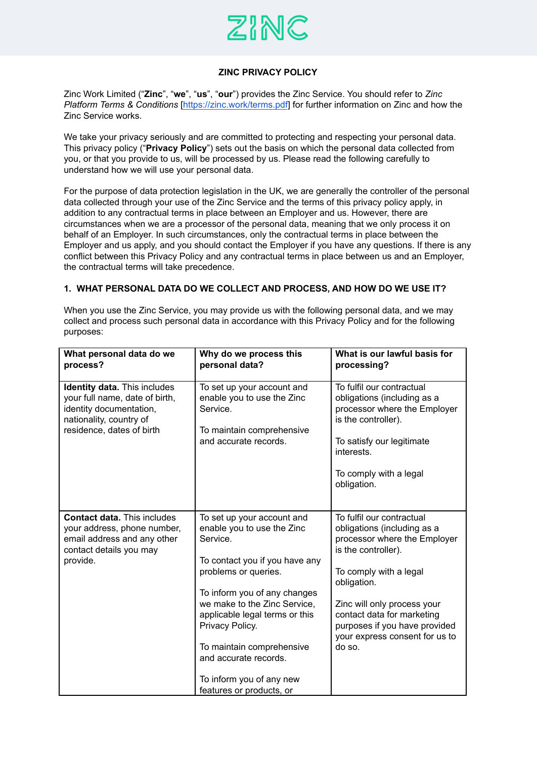ZINC

**ZINC PRIVACY POLICY**

Zinc Work Limited ("**Zinc**", "**we**", "**us**", "**our**") provides the Zinc Service. You should refer to *Zinc Platform Terms & Conditions* [https://zinc.work/terms.pdf] for further information on Zinc and how the Zinc Service works.

We take your privacy seriously and are committed to protecting and respecting your personal data. This privacy policy ("**Privacy Policy**") sets out the basis on which the personal data collected from you, or that you provide to us, will be processed by us. Please read the following carefully to understand how we will use your personal data.

For the purpose of data protection legislation in the UK, we are generally the controller of the personal data collected through your use of the Zinc Service and the terms of this privacy policy apply, in addition to any contractual terms in place between an Employer and us. However, there are circumstances when we are a processor of the personal data, meaning that we only process it on behalf of an Employer. In such circumstances, only the contractual terms in place between the Employer and us apply, and you should contact the Employer if you have any questions. If there is any conflict between this Privacy Policy and any contractual terms in place between us and an Employer, the contractual terms will take precedence.

## 1. WHAT PERSONAL DATA DO WE COLLECT AND PROCESS, AND HOW DO WE USE IT?

When you use the Zinc Service, you may provide us with the following personal data, and we may collect and process such personal data in accordance with this Privacy Policy and for the following purposes:

| What personal data do we process? | Why do we process this personal data? | What is our lawful basis for processing? |
|---|---|---|
| **Identity data.** This includes your full name, date of birth, identity documentation, nationality, country of residence, dates of birth | To set up your account and enable you to use the Zinc Service.<br><br>To maintain comprehensive and accurate records. | To fulfil our contractual obligations (including as a processor where the Employer is the controller).<br><br>To satisfy our legitimate interests.<br><br>To comply with a legal obligation. |
| **Contact data.** This includes your address, phone number, email address and any other contact details you may provide. | To set up your account and enable you to use the Zinc Service.<br><br>To contact you if you have any problems or queries.<br><br>To inform you of any changes we make to the Zinc Service, applicable legal terms or this Privacy Policy.<br><br>To maintain comprehensive and accurate records.<br><br>To inform you of any new features or products, or | To fulfil our contractual obligations (including as a processor where the Employer is the controller).<br><br>To comply with a legal obligation.<br><br>Zinc will only process your contact data for marketing purposes if you have provided your express consent for us to do so. |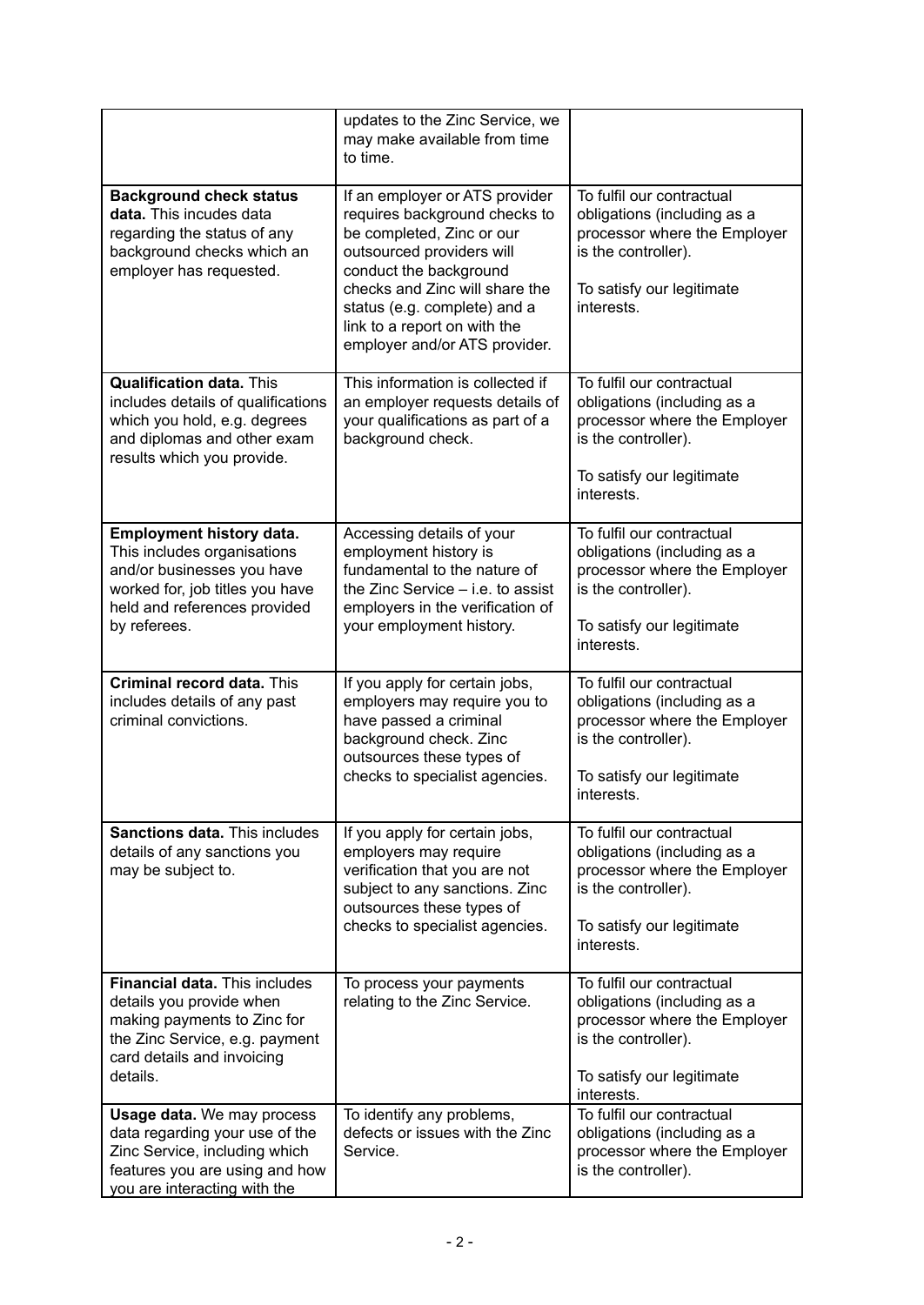| | | |
|---|---|---|
| | updates to the Zinc Service, we may make available from time to time. | |
| **Background check status data.** This incudes data regarding the status of any background checks which an employer has requested. | If an employer or ATS provider requires background checks to be completed, Zinc or our outsourced providers will conduct the background checks and Zinc will share the status (e.g. complete) and a link to a report on with the employer and/or ATS provider. | To fulfil our contractual obligations (including as a processor where the Employer is the controller).<br><br>To satisfy our legitimate interests. |
| **Qualification data.** This includes details of qualifications which you hold, e.g. degrees and diplomas and other exam results which you provide. | This information is collected if an employer requests details of your qualifications as part of a background check. | To fulfil our contractual obligations (including as a processor where the Employer is the controller).<br><br>To satisfy our legitimate interests. |
| **Employment history data.** This includes organisations and/or businesses you have worked for, job titles you have held and references provided by referees. | Accessing details of your employment history is fundamental to the nature of the Zinc Service – i.e. to assist employers in the verification of your employment history. | To fulfil our contractual obligations (including as a processor where the Employer is the controller).<br><br>To satisfy our legitimate interests. |
| **Criminal record data.** This includes details of any past criminal convictions. | If you apply for certain jobs, employers may require you to have passed a criminal background check. Zinc outsources these types of checks to specialist agencies. | To fulfil our contractual obligations (including as a processor where the Employer is the controller).<br><br>To satisfy our legitimate interests. |
| **Sanctions data.** This includes details of any sanctions you may be subject to. | If you apply for certain jobs, employers may require verification that you are not subject to any sanctions. Zinc outsources these types of checks to specialist agencies. | To fulfil our contractual obligations (including as a processor where the Employer is the controller).<br><br>To satisfy our legitimate interests. |
| **Financial data.** This includes details you provide when making payments to Zinc for the Zinc Service, e.g. payment card details and invoicing details. | To process your payments relating to the Zinc Service. | To fulfil our contractual obligations (including as a processor where the Employer is the controller).<br><br>To satisfy our legitimate interests. |
| **Usage data.** We may process data regarding your use of the Zinc Service, including which features you are using and how you are interacting with the | To identify any problems, defects or issues with the Zinc Service. | To fulfil our contractual obligations (including as a processor where the Employer is the controller). |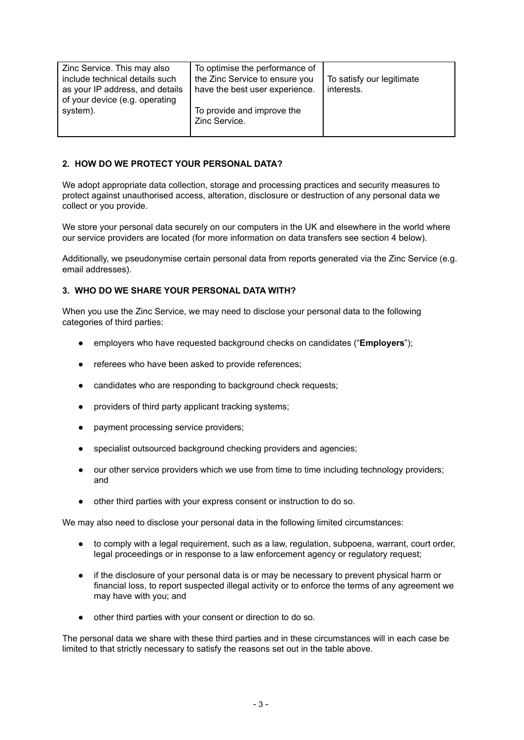| | | |
|---|---|---|
| Zinc Service. This may also include technical details such as your IP address, and details of your device (e.g. operating system). | To optimise the performance of the Zinc Service to ensure you have the best user experience.<br><br>To provide and improve the Zinc Service. | To satisfy our legitimate interests. |

## 2. HOW DO WE PROTECT YOUR PERSONAL DATA?

We adopt appropriate data collection, storage and processing practices and security measures to protect against unauthorised access, alteration, disclosure or destruction of any personal data we collect or you provide.

We store your personal data securely on our computers in the UK and elsewhere in the world where our service providers are located (for more information on data transfers see section 4 below).

Additionally, we pseudonymise certain personal data from reports generated via the Zinc Service (e.g. email addresses).

## 3. WHO DO WE SHARE YOUR PERSONAL DATA WITH?

When you use the Zinc Service, we may need to disclose your personal data to the following categories of third parties:

- employers who have requested background checks on candidates ("**Employers**");
- referees who have been asked to provide references;
- candidates who are responding to background check requests;
- providers of third party applicant tracking systems;
- payment processing service providers;
- specialist outsourced background checking providers and agencies;
- our other service providers which we use from time to time including technology providers; and
- other third parties with your express consent or instruction to do so.

We may also need to disclose your personal data in the following limited circumstances:

- to comply with a legal requirement, such as a law, regulation, subpoena, warrant, court order, legal proceedings or in response to a law enforcement agency or regulatory request;
- if the disclosure of your personal data is or may be necessary to prevent physical harm or financial loss, to report suspected illegal activity or to enforce the terms of any agreement we may have with you; and
- other third parties with your consent or direction to do so.

The personal data we share with these third parties and in these circumstances will in each case be limited to that strictly necessary to satisfy the reasons set out in the table above.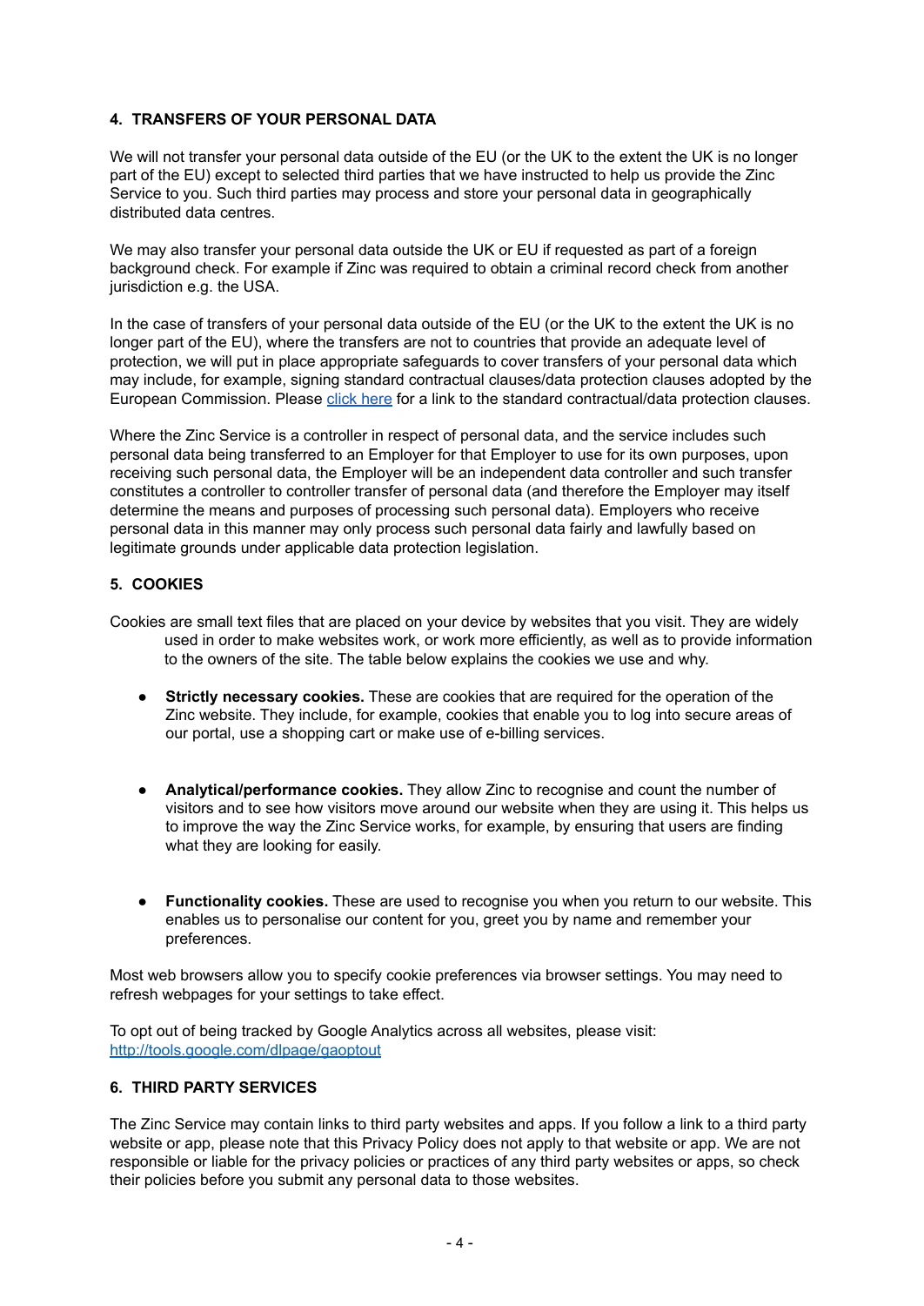## 4. TRANSFERS OF YOUR PERSONAL DATA

We will not transfer your personal data outside of the EU (or the UK to the extent the UK is no longer part of the EU) except to selected third parties that we have instructed to help us provide the Zinc Service to you. Such third parties may process and store your personal data in geographically distributed data centres.

We may also transfer your personal data outside the UK or EU if requested as part of a foreign background check. For example if Zinc was required to obtain a criminal record check from another jurisdiction e.g. the USA.

In the case of transfers of your personal data outside of the EU (or the UK to the extent the UK is no longer part of the EU), where the transfers are not to countries that provide an adequate level of protection, we will put in place appropriate safeguards to cover transfers of your personal data which may include, for example, signing standard contractual clauses/data protection clauses adopted by the European Commission. Please click here for a link to the standard contractual/data protection clauses.

Where the Zinc Service is a controller in respect of personal data, and the service includes such personal data being transferred to an Employer for that Employer to use for its own purposes, upon receiving such personal data, the Employer will be an independent data controller and such transfer constitutes a controller to controller transfer of personal data (and therefore the Employer may itself determine the means and purposes of processing such personal data). Employers who receive personal data in this manner may only process such personal data fairly and lawfully based on legitimate grounds under applicable data protection legislation.

## 5. COOKIES

Cookies are small text files that are placed on your device by websites that you visit. They are widely used in order to make websites work, or work more efficiently, as well as to provide information to the owners of the site. The table below explains the cookies we use and why.

- **Strictly necessary cookies.** These are cookies that are required for the operation of the Zinc website. They include, for example, cookies that enable you to log into secure areas of our portal, use a shopping cart or make use of e-billing services.

- **Analytical/performance cookies.** They allow Zinc to recognise and count the number of visitors and to see how visitors move around our website when they are using it. This helps us to improve the way the Zinc Service works, for example, by ensuring that users are finding what they are looking for easily.

- **Functionality cookies.** These are used to recognise you when you return to our website. This enables us to personalise our content for you, greet you by name and remember your preferences.

Most web browsers allow you to specify cookie preferences via browser settings. You may need to refresh webpages for your settings to take effect.

To opt out of being tracked by Google Analytics across all websites, please visit: http://tools.google.com/dlpage/gaoptout

## 6. THIRD PARTY SERVICES

The Zinc Service may contain links to third party websites and apps. If you follow a link to a third party website or app, please note that this Privacy Policy does not apply to that website or app. We are not responsible or liable for the privacy policies or practices of any third party websites or apps, so check their policies before you submit any personal data to those websites.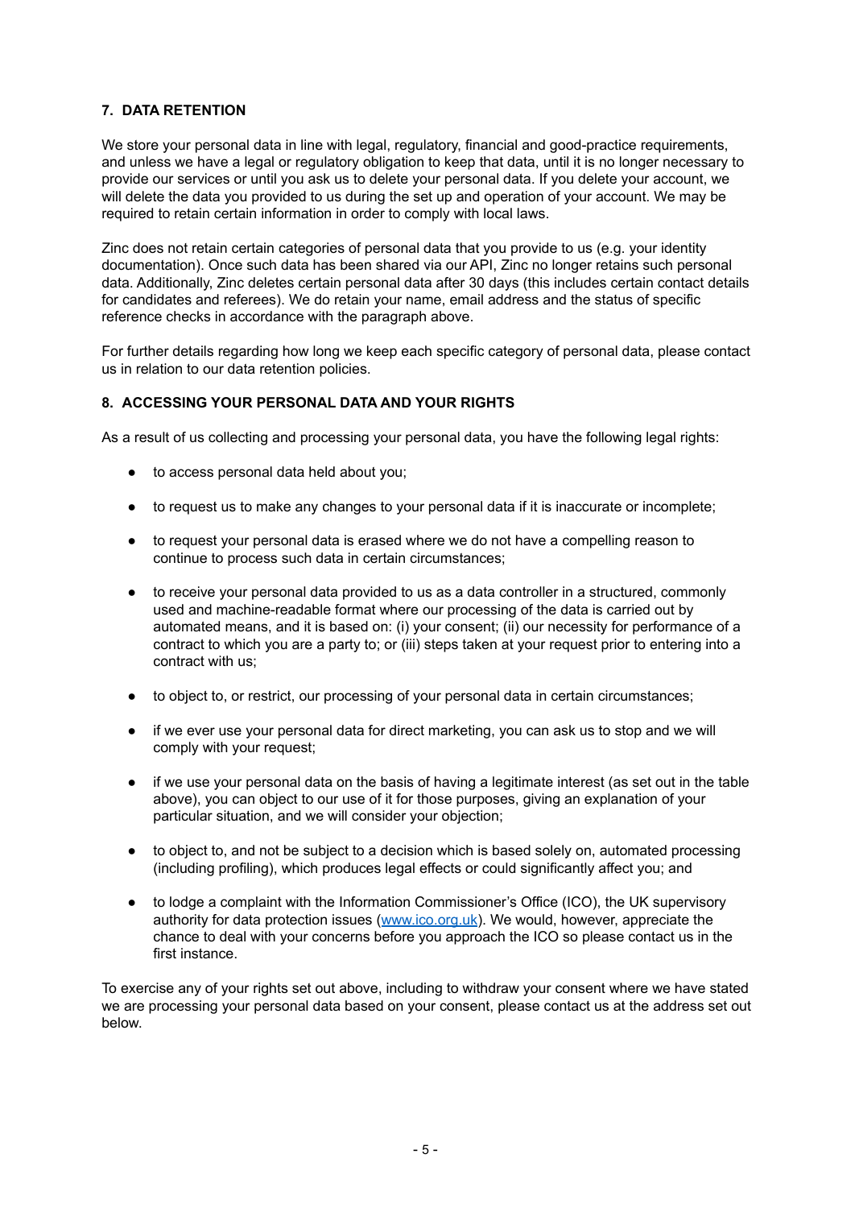## 7. DATA RETENTION

We store your personal data in line with legal, regulatory, financial and good-practice requirements, and unless we have a legal or regulatory obligation to keep that data, until it is no longer necessary to provide our services or until you ask us to delete your personal data. If you delete your account, we will delete the data you provided to us during the set up and operation of your account. We may be required to retain certain information in order to comply with local laws.

Zinc does not retain certain categories of personal data that you provide to us (e.g. your identity documentation). Once such data has been shared via our API, Zinc no longer retains such personal data. Additionally, Zinc deletes certain personal data after 30 days (this includes certain contact details for candidates and referees). We do retain your name, email address and the status of specific reference checks in accordance with the paragraph above.

For further details regarding how long we keep each specific category of personal data, please contact us in relation to our data retention policies.

## 8. ACCESSING YOUR PERSONAL DATA AND YOUR RIGHTS

As a result of us collecting and processing your personal data, you have the following legal rights:

- to access personal data held about you;
- to request us to make any changes to your personal data if it is inaccurate or incomplete;
- to request your personal data is erased where we do not have a compelling reason to continue to process such data in certain circumstances;
- to receive your personal data provided to us as a data controller in a structured, commonly used and machine-readable format where our processing of the data is carried out by automated means, and it is based on: (i) your consent; (ii) our necessity for performance of a contract to which you are a party to; or (iii) steps taken at your request prior to entering into a contract with us;
- to object to, or restrict, our processing of your personal data in certain circumstances;
- if we ever use your personal data for direct marketing, you can ask us to stop and we will comply with your request;
- if we use your personal data on the basis of having a legitimate interest (as set out in the table above), you can object to our use of it for those purposes, giving an explanation of your particular situation, and we will consider your objection;
- to object to, and not be subject to a decision which is based solely on, automated processing (including profiling), which produces legal effects or could significantly affect you; and
- to lodge a complaint with the Information Commissioner's Office (ICO), the UK supervisory authority for data protection issues ([www.ico.org.uk](www.ico.org.uk)). We would, however, appreciate the chance to deal with your concerns before you approach the ICO so please contact us in the first instance.

To exercise any of your rights set out above, including to withdraw your consent where we have stated we are processing your personal data based on your consent, please contact us at the address set out below.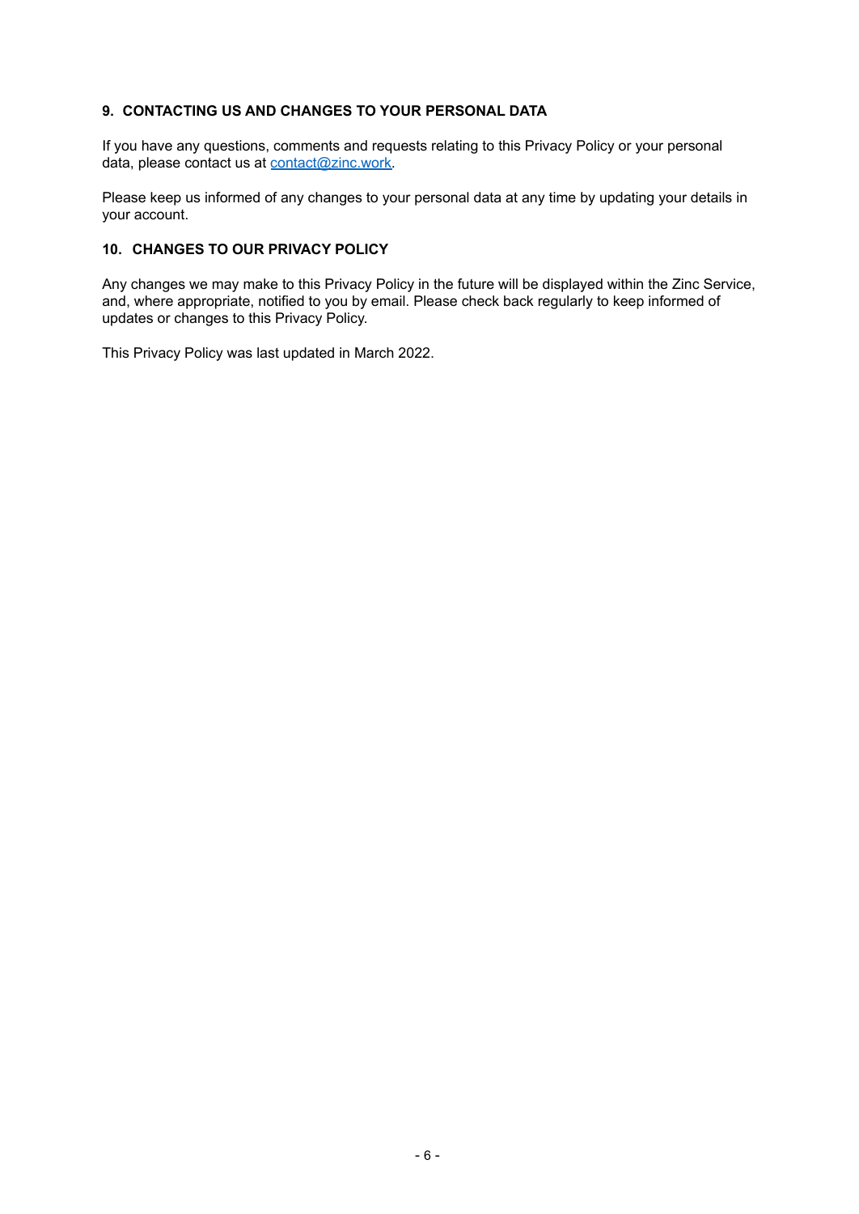## 9. CONTACTING US AND CHANGES TO YOUR PERSONAL DATA

If you have any questions, comments and requests relating to this Privacy Policy or your personal data, please contact us at [contact@zinc.work](mailto:contact@zinc.work).

Please keep us informed of any changes to your personal data at any time by updating your details in your account.

## 10. CHANGES TO OUR PRIVACY POLICY

Any changes we may make to this Privacy Policy in the future will be displayed within the Zinc Service, and, where appropriate, notified to you by email. Please check back regularly to keep informed of updates or changes to this Privacy Policy.

This Privacy Policy was last updated in March 2022.